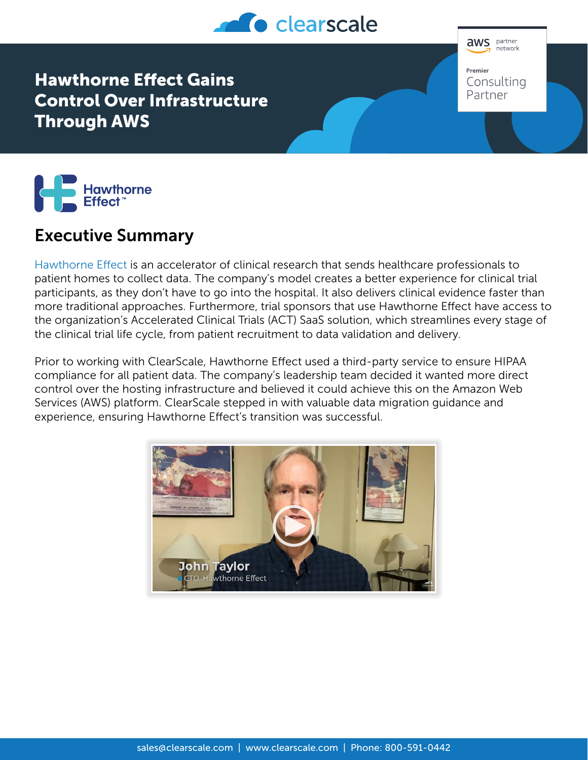# Hawthorne Effect Gains Control Over Infrastructure Through AWS

## Executive Summary

Hawthorne Effect is an accelerator of clinical research that sends healthcare professionals to patient homes to collect data. The company's model creates a better experience for clinical trial participants, as they don't have to go into the hospital. It also delivers clinical evidence faster than more traditional approaches. Furthermore, trial sponsors that use Hawthorne Effect have access to the organization's Accelerated Clinical Trials (ACT) SaaS solution, which streamlines every stage of the clinical trial life cycle, from patient recruitment to data validation and delivery.

Prior to working with ClearScale, Hawthorne Effect used a third-party service to ensure HIPAA compliance for all patient data. The company's leadership team decided it wanted more direct control over the hosting infrastructure and believed it could achieve this on the Amazon Web Services (AWS) platform. ClearScale stepped in with valuable data migration guidance and experience, ensuring Hawthorne Effect's transition was successful.

John Taylor
CTO, Hawthorne Effect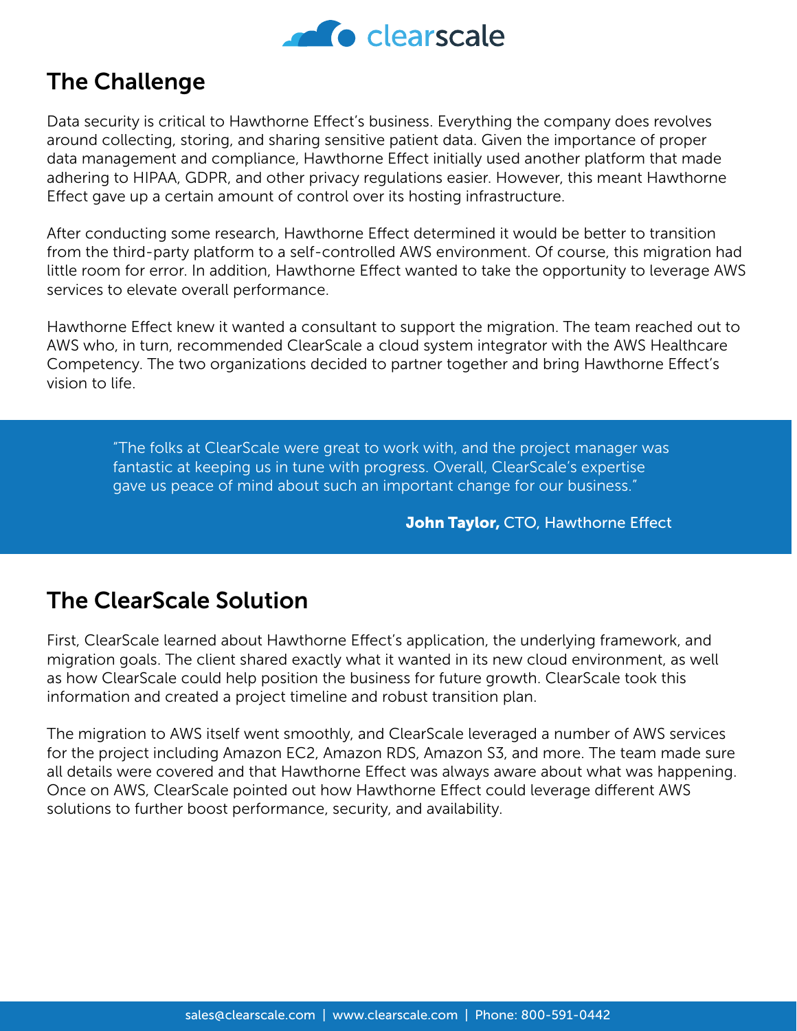## The Challenge

Data security is critical to Hawthorne Effect's business. Everything the company does revolves around collecting, storing, and sharing sensitive patient data. Given the importance of proper data management and compliance, Hawthorne Effect initially used another platform that made adhering to HIPAA, GDPR, and other privacy regulations easier. However, this meant Hawthorne Effect gave up a certain amount of control over its hosting infrastructure.

After conducting some research, Hawthorne Effect determined it would be better to transition from the third-party platform to a self-controlled AWS environment. Of course, this migration had little room for error. In addition, Hawthorne Effect wanted to take the opportunity to leverage AWS services to elevate overall performance.

Hawthorne Effect knew it wanted a consultant to support the migration. The team reached out to AWS who, in turn, recommended ClearScale a cloud system integrator with the AWS Healthcare Competency. The two organizations decided to partner together and bring Hawthorne Effect's vision to life.

> "The folks at ClearScale were great to work with, and the project manager was fantastic at keeping us in tune with progress. Overall, ClearScale's expertise gave us peace of mind about such an important change for our business."
>
> **John Taylor,** CTO, Hawthorne Effect

## The ClearScale Solution

First, ClearScale learned about Hawthorne Effect's application, the underlying framework, and migration goals. The client shared exactly what it wanted in its new cloud environment, as well as how ClearScale could help position the business for future growth. ClearScale took this information and created a project timeline and robust transition plan.

The migration to AWS itself went smoothly, and ClearScale leveraged a number of AWS services for the project including Amazon EC2, Amazon RDS, Amazon S3, and more. The team made sure all details were covered and that Hawthorne Effect was always aware about what was happening. Once on AWS, ClearScale pointed out how Hawthorne Effect could leverage different AWS solutions to further boost performance, security, and availability.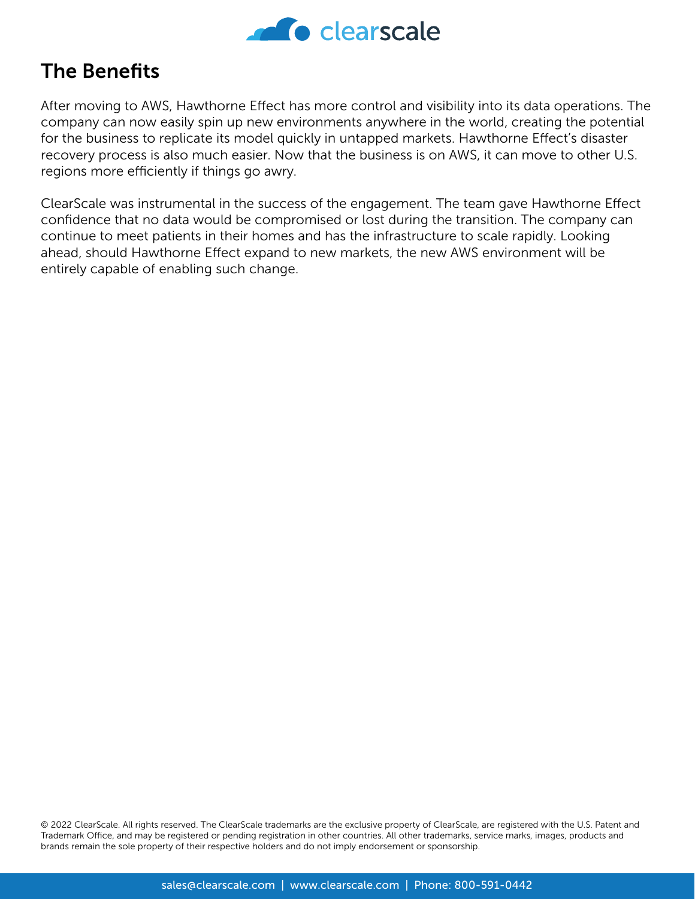## The Benefits

After moving to AWS, Hawthorne Effect has more control and visibility into its data operations. The company can now easily spin up new environments anywhere in the world, creating the potential for the business to replicate its model quickly in untapped markets. Hawthorne Effect's disaster recovery process is also much easier. Now that the business is on AWS, it can move to other U.S. regions more efficiently if things go awry.

ClearScale was instrumental in the success of the engagement. The team gave Hawthorne Effect confidence that no data would be compromised or lost during the transition. The company can continue to meet patients in their homes and has the infrastructure to scale rapidly. Looking ahead, should Hawthorne Effect expand to new markets, the new AWS environment will be entirely capable of enabling such change.

© 2022 ClearScale. All rights reserved. The ClearScale trademarks are the exclusive property of ClearScale, are registered with the U.S. Patent and Trademark Office, and may be registered or pending registration in other countries. All other trademarks, service marks, images, products and brands remain the sole property of their respective holders and do not imply endorsement or sponsorship.

sales@clearscale.com | www.clearscale.com | Phone: 800-591-0442